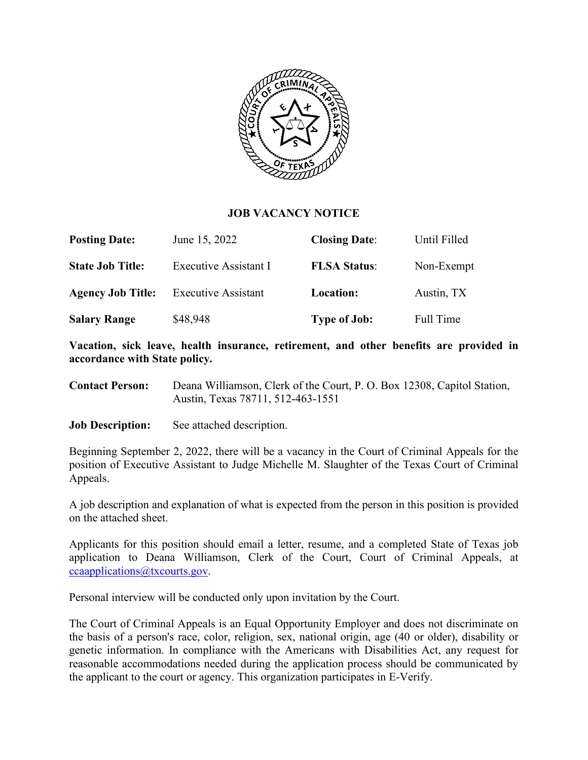# JOB VACANCY NOTICE

| | | | |
|---|---|---|---|
| **Posting Date:** | June 15, 2022 | **Closing Date**: | Until Filled |
| **State Job Title:** | Executive Assistant I | **FLSA Status**: | Non-Exempt |
| **Agency Job Title:** | Executive Assistant | **Location:** | Austin, TX |
| **Salary Range** | $48,948 | **Type of Job:** | Full Time |

**Vacation, sick leave, health insurance, retirement, and other benefits are provided in accordance with State policy.**

**Contact Person:** Deana Williamson, Clerk of the Court, P. O. Box 12308, Capitol Station, Austin, Texas 78711, 512-463-1551

**Job Description:** See attached description.

Beginning September 2, 2022, there will be a vacancy in the Court of Criminal Appeals for the position of Executive Assistant to Judge Michelle M. Slaughter of the Texas Court of Criminal Appeals.

A job description and explanation of what is expected from the person in this position is provided on the attached sheet.

Applicants for this position should email a letter, resume, and a completed State of Texas job application to Deana Williamson, Clerk of the Court, Court of Criminal Appeals, at ccaapplications@txcourts.gov.

Personal interview will be conducted only upon invitation by the Court.

The Court of Criminal Appeals is an Equal Opportunity Employer and does not discriminate on the basis of a person's race, color, religion, sex, national origin, age (40 or older), disability or genetic information. In compliance with the Americans with Disabilities Act, any request for reasonable accommodations needed during the application process should be communicated by the applicant to the court or agency. This organization participates in E-Verify.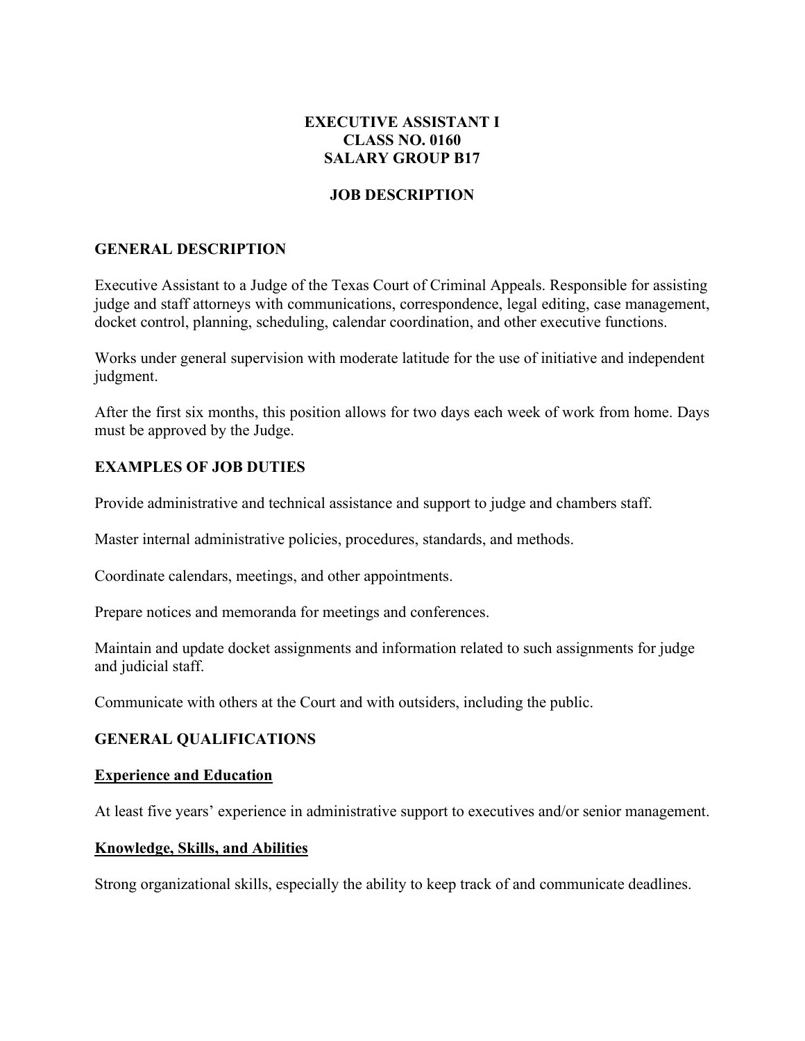**EXECUTIVE ASSISTANT I**
**CLASS NO. 0160**
**SALARY GROUP B17**

**JOB DESCRIPTION**

## GENERAL DESCRIPTION

Executive Assistant to a Judge of the Texas Court of Criminal Appeals. Responsible for assisting judge and staff attorneys with communications, correspondence, legal editing, case management, docket control, planning, scheduling, calendar coordination, and other executive functions.

Works under general supervision with moderate latitude for the use of initiative and independent judgment.

After the first six months, this position allows for two days each week of work from home. Days must be approved by the Judge.

## EXAMPLES OF JOB DUTIES

Provide administrative and technical assistance and support to judge and chambers staff.

Master internal administrative policies, procedures, standards, and methods.

Coordinate calendars, meetings, and other appointments.

Prepare notices and memoranda for meetings and conferences.

Maintain and update docket assignments and information related to such assignments for judge and judicial staff.

Communicate with others at the Court and with outsiders, including the public.

## GENERAL QUALIFICATIONS

### Experience and Education

At least five years' experience in administrative support to executives and/or senior management.

### Knowledge, Skills, and Abilities

Strong organizational skills, especially the ability to keep track of and communicate deadlines.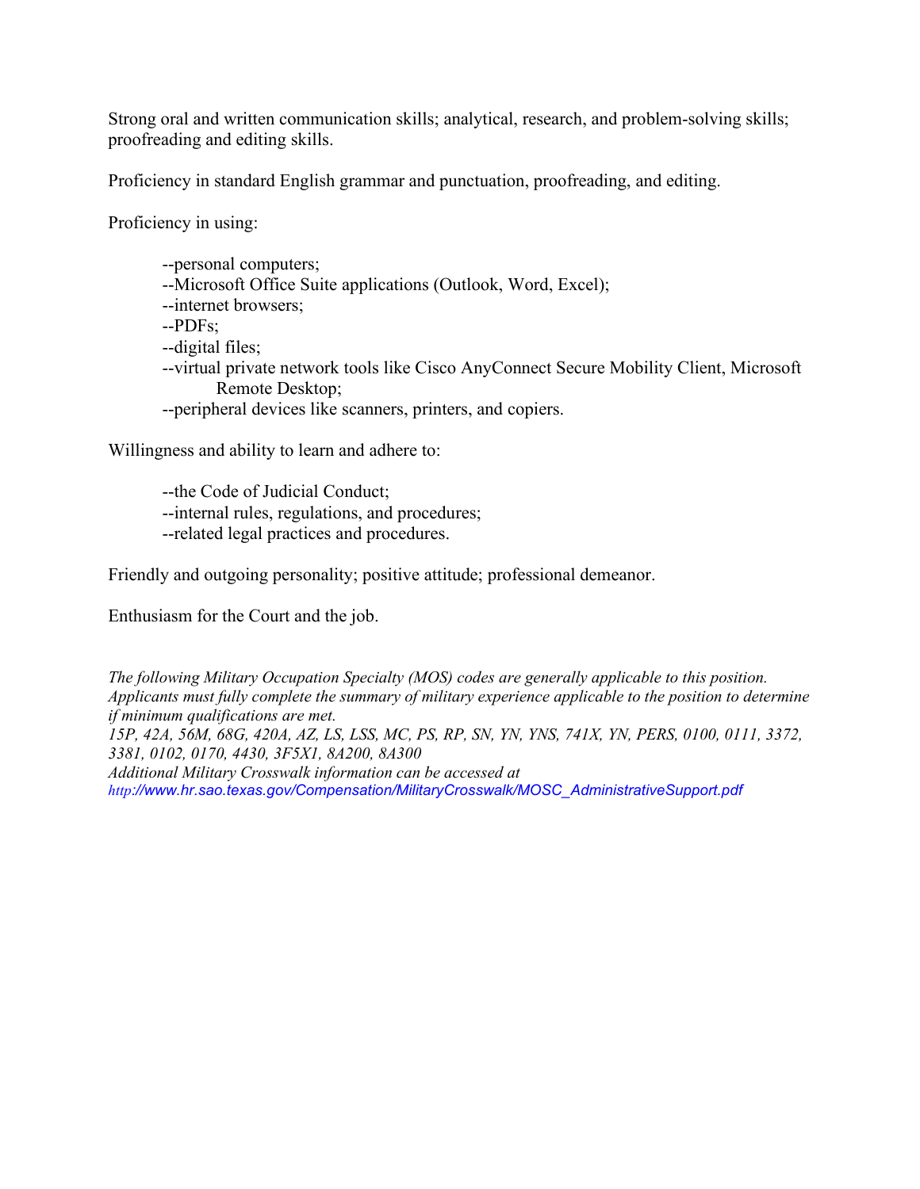Strong oral and written communication skills; analytical, research, and problem-solving skills; proofreading and editing skills.

Proficiency in standard English grammar and punctuation, proofreading, and editing.

Proficiency in using:

--personal computers;
--Microsoft Office Suite applications (Outlook, Word, Excel);
--internet browsers;
--PDFs;
--digital files;
--virtual private network tools like Cisco AnyConnect Secure Mobility Client, Microsoft Remote Desktop;
--peripheral devices like scanners, printers, and copiers.

Willingness and ability to learn and adhere to:

--the Code of Judicial Conduct;
--internal rules, regulations, and procedures;
--related legal practices and procedures.

Friendly and outgoing personality; positive attitude; professional demeanor.

Enthusiasm for the Court and the job.

*The following Military Occupation Specialty (MOS) codes are generally applicable to this position. Applicants must fully complete the summary of military experience applicable to the position to determine if minimum qualifications are met.*
*15P, 42A, 56M, 68G, 420A, AZ, LS, LSS, MC, PS, RP, SN, YN, YNS, 741X, YN, PERS, 0100, 0111, 3372, 3381, 0102, 0170, 4430, 3F5X1, 8A200, 8A300*
*Additional Military Crosswalk information can be accessed at*
*http://www.hr.sao.texas.gov/Compensation/MilitaryCrosswalk/MOSC_AdministrativeSupport.pdf*